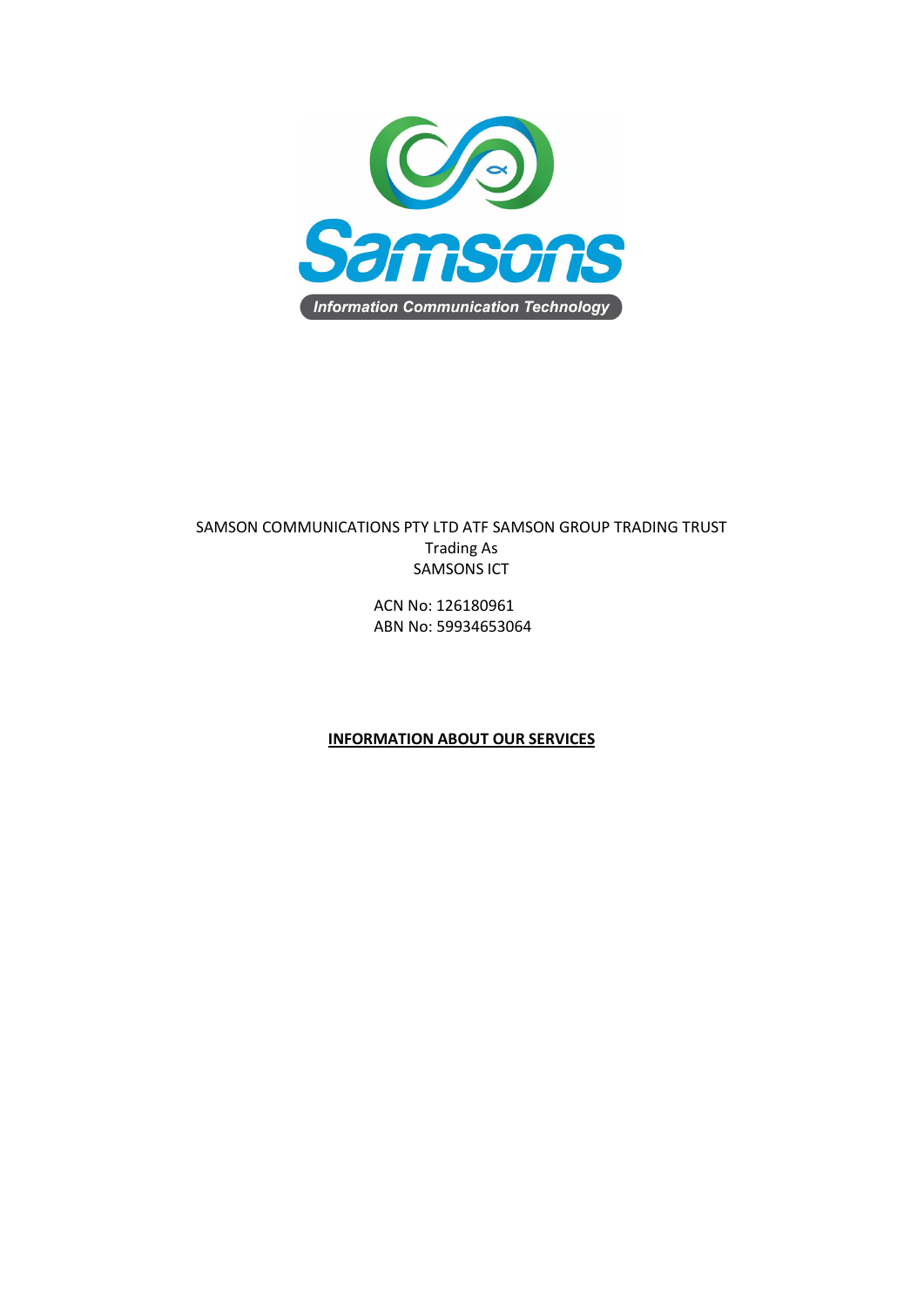SAMSON COMMUNICATIONS PTY LTD ATF SAMSON GROUP TRADING TRUST
Trading As
SAMSONS ICT

ACN No: 126180961
ABN No: 59934653064

# INFORMATION ABOUT OUR SERVICES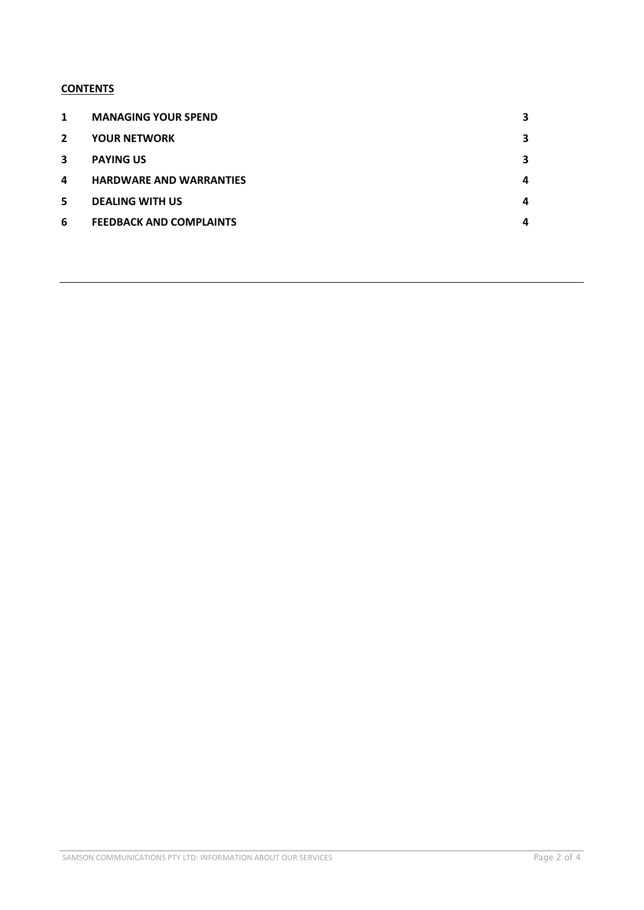**CONTENTS**

| | | |
|---|---|---|
| **1** | **MANAGING YOUR SPEND** | **3** |
| **2** | **YOUR NETWORK** | **3** |
| **3** | **PAYING US** | **3** |
| **4** | **HARDWARE AND WARRANTIES** | **4** |
| **5** | **DEALING WITH US** | **4** |
| **6** | **FEEDBACK AND COMPLAINTS** | **4** |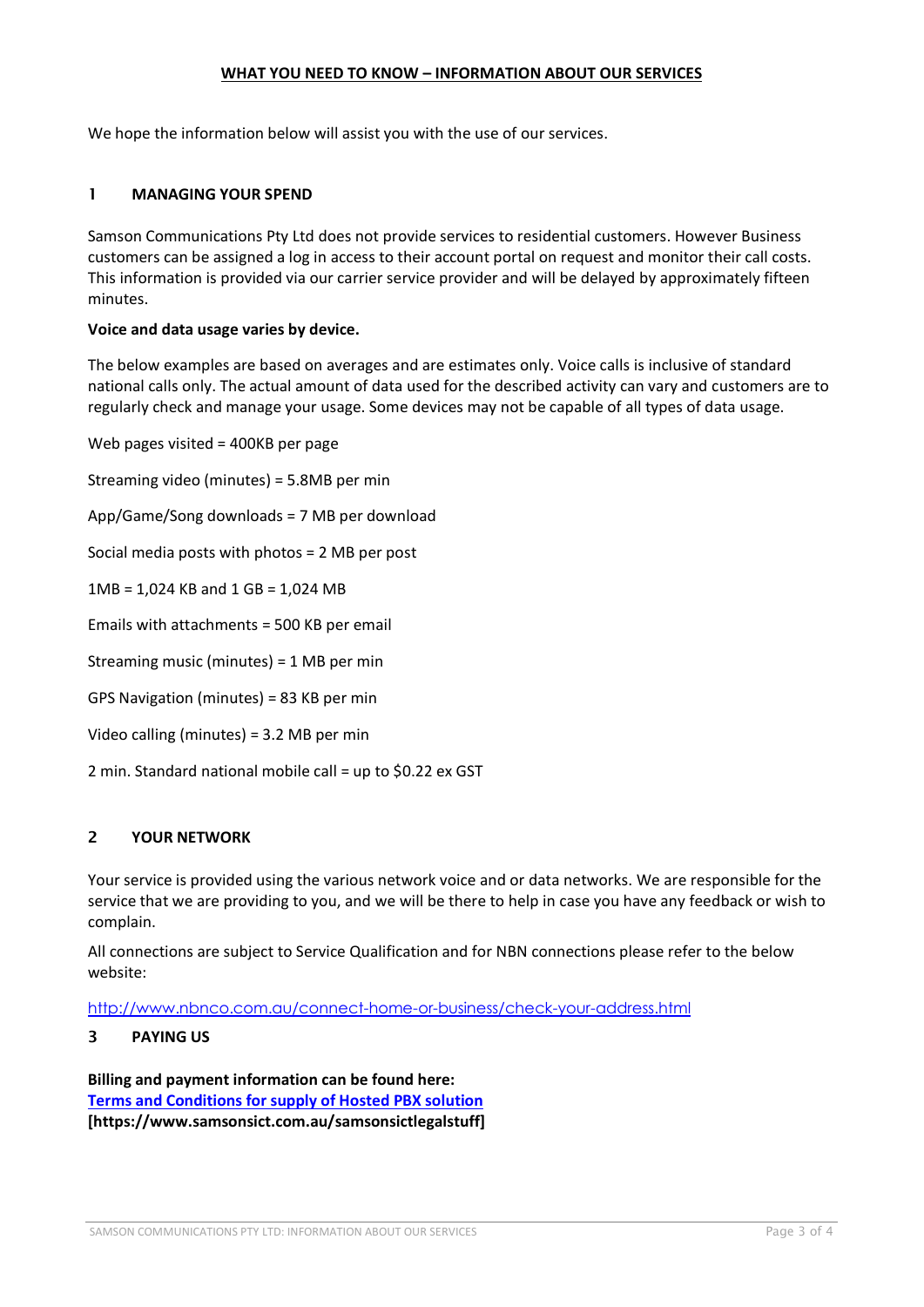## WHAT YOU NEED TO KNOW – INFORMATION ABOUT OUR SERVICES

We hope the information below will assist you with the use of our services.

### 1 MANAGING YOUR SPEND

Samson Communications Pty Ltd does not provide services to residential customers. However Business customers can be assigned a log in access to their account portal on request and monitor their call costs. This information is provided via our carrier service provider and will be delayed by approximately fifteen minutes.

**Voice and data usage varies by device.**

The below examples are based on averages and are estimates only. Voice calls is inclusive of standard national calls only. The actual amount of data used for the described activity can vary and customers are to regularly check and manage your usage. Some devices may not be capable of all types of data usage.

Web pages visited = 400KB per page

Streaming video (minutes) = 5.8MB per min

App/Game/Song downloads = 7 MB per download

Social media posts with photos = 2 MB per post

1MB = 1,024 KB and 1 GB = 1,024 MB

Emails with attachments = 500 KB per email

Streaming music (minutes) = 1 MB per min

GPS Navigation (minutes) = 83 KB per min

Video calling (minutes) = 3.2 MB per min

2 min. Standard national mobile call = up to $0.22 ex GST

### 2 YOUR NETWORK

Your service is provided using the various network voice and or data networks. We are responsible for the service that we are providing to you, and we will be there to help in case you have any feedback or wish to complain.

All connections are subject to Service Qualification and for NBN connections please refer to the below website:

http://www.nbnco.com.au/connect-home-or-business/check-your-address.html

### 3 PAYING US

**Billing and payment information can be found here:**
**Terms and Conditions for supply of Hosted PBX solution**
**[https://www.samsonsict.com.au/samsonsictlegalstuff]**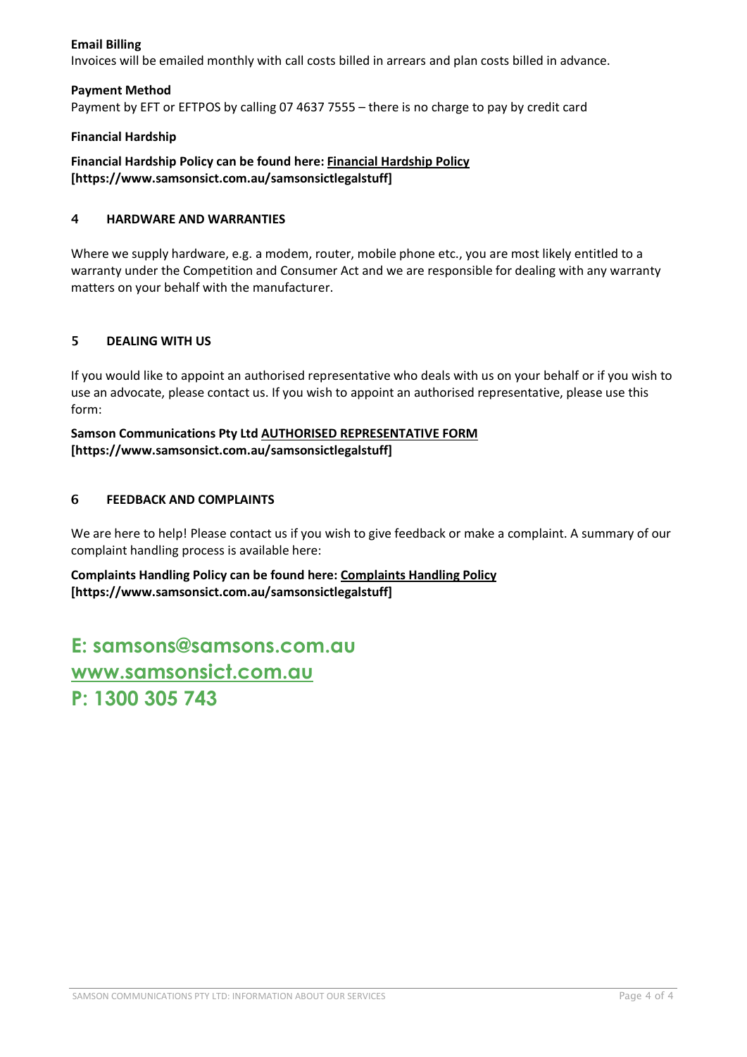**Email Billing**

Invoices will be emailed monthly with call costs billed in arrears and plan costs billed in advance.

**Payment Method**

Payment by EFT or EFTPOS by calling 07 4637 7555 – there is no charge to pay by credit card

**Financial Hardship**

**Financial Hardship Policy can be found here: Financial Hardship Policy [https://www.samsonsict.com.au/samsonsictlegalstuff]**

## 4 HARDWARE AND WARRANTIES

Where we supply hardware, e.g. a modem, router, mobile phone etc., you are most likely entitled to a warranty under the Competition and Consumer Act and we are responsible for dealing with any warranty matters on your behalf with the manufacturer.

## 5 DEALING WITH US

If you would like to appoint an authorised representative who deals with us on your behalf or if you wish to use an advocate, please contact us. If you wish to appoint an authorised representative, please use this form:

**Samson Communications Pty Ltd AUTHORISED REPRESENTATIVE FORM [https://www.samsonsict.com.au/samsonsictlegalstuff]**

## 6 FEEDBACK AND COMPLAINTS

We are here to help! Please contact us if you wish to give feedback or make a complaint. A summary of our complaint handling process is available here:

**Complaints Handling Policy can be found here: Complaints Handling Policy [https://www.samsonsict.com.au/samsonsictlegalstuff]**

**E: samsons@samsons.com.au**
**www.samsonsict.com.au**
**P: 1300 305 743**